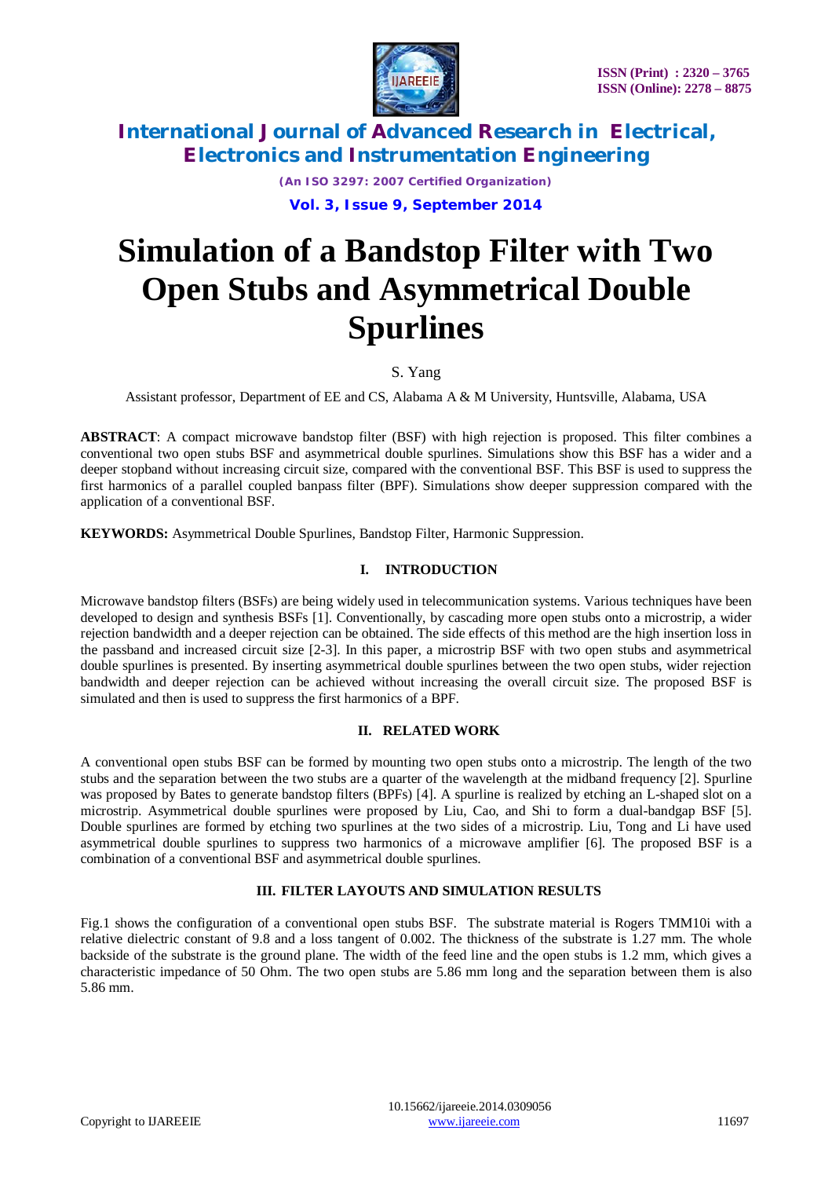# Simulation of a Bandstop Filter with Two Open Stubs and Asymmetrical Double Spurlines

S. Yang

Assistant professor, Department of EE and CS, Alabama A & M University, Huntsville, Alabama, USA

**ABSTRACT**: A compact microwave bandstop filter (BSF) with high rejection is proposed. This filter combines a conventional two open stubs BSF and asymmetrical double spurlines. Simulations show this BSF has a wider and a deeper stopband without increasing circuit size, compared with the conventional BSF. This BSF is used to suppress the first harmonics of a parallel coupled banpass filter (BPF). Simulations show deeper suppression compared with the application of a conventional BSF.

**KEYWORDS:** Asymmetrical Double Spurlines, Bandstop Filter, Harmonic Suppression.

## I. INTRODUCTION

Microwave bandstop filters (BSFs) are being widely used in telecommunication systems. Various techniques have been developed to design and synthesis BSFs [1]. Conventionally, by cascading more open stubs onto a microstrip, a wider rejection bandwidth and a deeper rejection can be obtained. The side effects of this method are the high insertion loss in the passband and increased circuit size [2-3]. In this paper, a microstrip BSF with two open stubs and asymmetrical double spurlines is presented. By inserting asymmetrical double spurlines between the two open stubs, wider rejection bandwidth and deeper rejection can be achieved without increasing the overall circuit size. The proposed BSF is simulated and then is used to suppress the first harmonics of a BPF.

## II. RELATED WORK

A conventional open stubs BSF can be formed by mounting two open stubs onto a microstrip. The length of the two stubs and the separation between the two stubs are a quarter of the wavelength at the midband frequency [2]. Spurline was proposed by Bates to generate bandstop filters (BPFs) [4]. A spurline is realized by etching an L-shaped slot on a microstrip. Asymmetrical double spurlines were proposed by Liu, Cao, and Shi to form a dual-bandgap BSF [5]. Double spurlines are formed by etching two spurlines at the two sides of a microstrip. Liu, Tong and Li have used asymmetrical double spurlines to suppress two harmonics of a microwave amplifier [6]. The proposed BSF is a combination of a conventional BSF and asymmetrical double spurlines.

## III. FILTER LAYOUTS AND SIMULATION RESULTS

Fig.1 shows the configuration of a conventional open stubs BSF. The substrate material is Rogers TMM10i with a relative dielectric constant of 9.8 and a loss tangent of 0.002. The thickness of the substrate is 1.27 mm. The whole backside of the substrate is the ground plane. The width of the feed line and the open stubs is 1.2 mm, which gives a characteristic impedance of 50 Ohm. The two open stubs are 5.86 mm long and the separation between them is also 5.86 mm.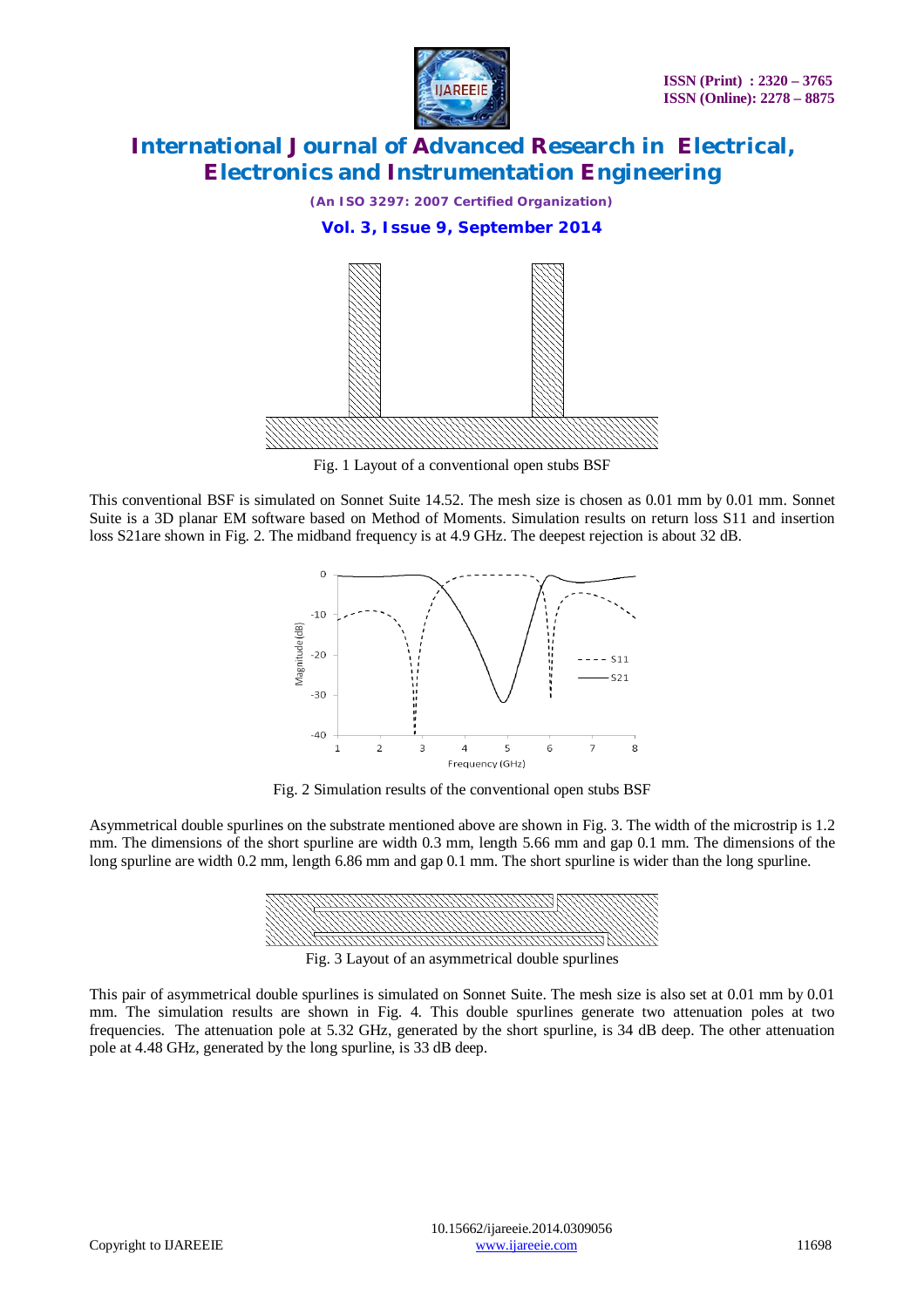Fig. 1 Layout of a conventional open stubs BSF

This conventional BSF is simulated on Sonnet Suite 14.52. The mesh size is chosen as 0.01 mm by 0.01 mm. Sonnet Suite is a 3D planar EM software based on Method of Moments. Simulation results on return loss S11 and insertion loss S21are shown in Fig. 2. The midband frequency is at 4.9 GHz. The deepest rejection is about 32 dB.

Fig. 2 Simulation results of the conventional open stubs BSF

Asymmetrical double spurlines on the substrate mentioned above are shown in Fig. 3. The width of the microstrip is 1.2 mm. The dimensions of the short spurline are width 0.3 mm, length 5.66 mm and gap 0.1 mm. The dimensions of the long spurline are width 0.2 mm, length 6.86 mm and gap 0.1 mm. The short spurline is wider than the long spurline.

Fig. 3 Layout of an asymmetrical double spurlines

This pair of asymmetrical double spurlines is simulated on Sonnet Suite. The mesh size is also set at 0.01 mm by 0.01 mm. The simulation results are shown in Fig. 4. This double spurlines generate two attenuation poles at two frequencies. The attenuation pole at 5.32 GHz, generated by the short spurline, is 34 dB deep. The other attenuation pole at 4.48 GHz, generated by the long spurline, is 33 dB deep.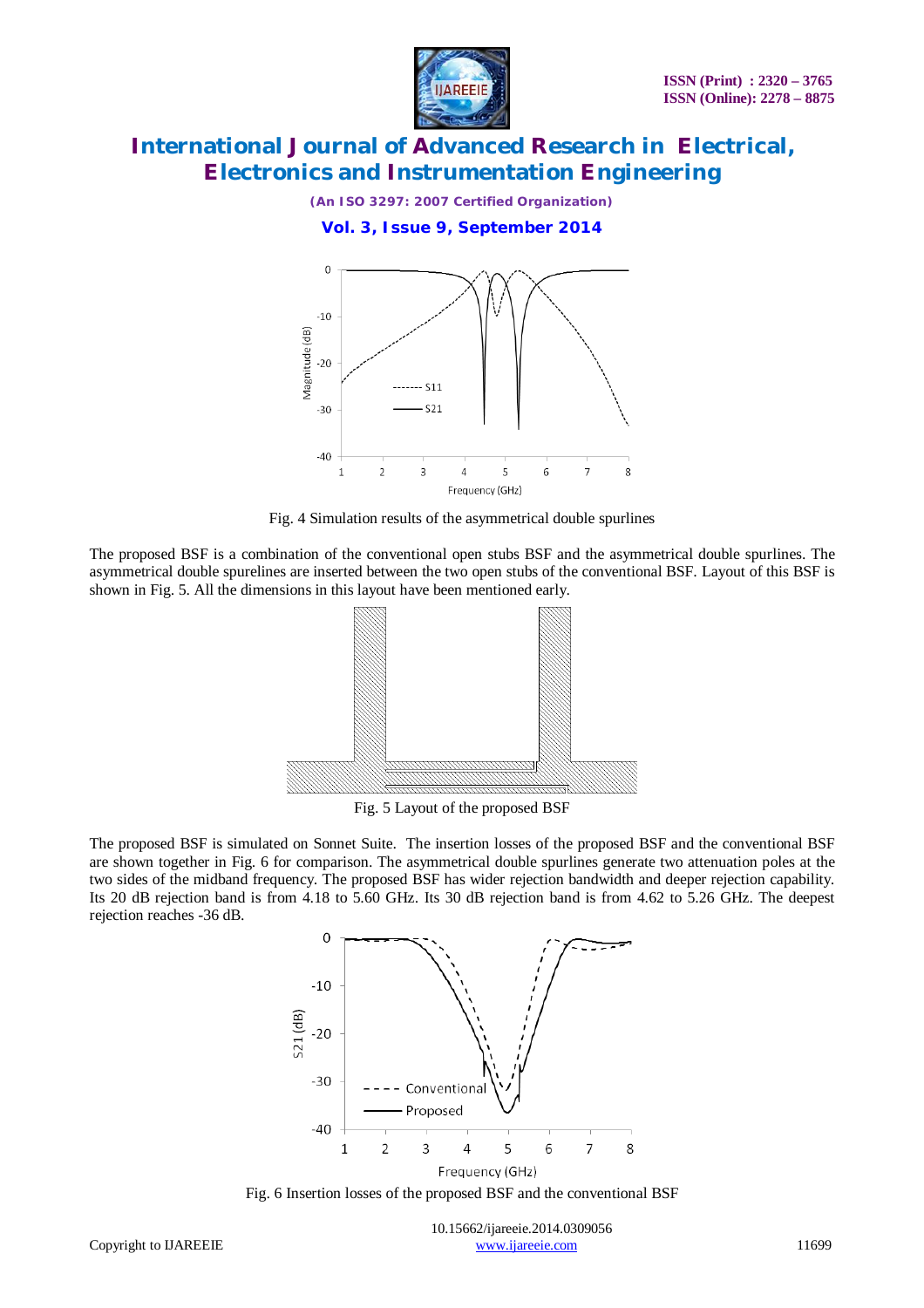Fig. 4 Simulation results of the asymmetrical double spurlines

The proposed BSF is a combination of the conventional open stubs BSF and the asymmetrical double spurlines. The asymmetrical double spurelines are inserted between the two open stubs of the conventional BSF. Layout of this BSF is shown in Fig. 5. All the dimensions in this layout have been mentioned early.

Fig. 5 Layout of the proposed BSF

The proposed BSF is simulated on Sonnet Suite. The insertion losses of the proposed BSF and the conventional BSF are shown together in Fig. 6 for comparison. The asymmetrical double spurlines generate two attenuation poles at the two sides of the midband frequency. The proposed BSF has wider rejection bandwidth and deeper rejection capability. Its 20 dB rejection band is from 4.18 to 5.60 GHz. Its 30 dB rejection band is from 4.62 to 5.26 GHz. The deepest rejection reaches -36 dB.

Fig. 6 Insertion losses of the proposed BSF and the conventional BSF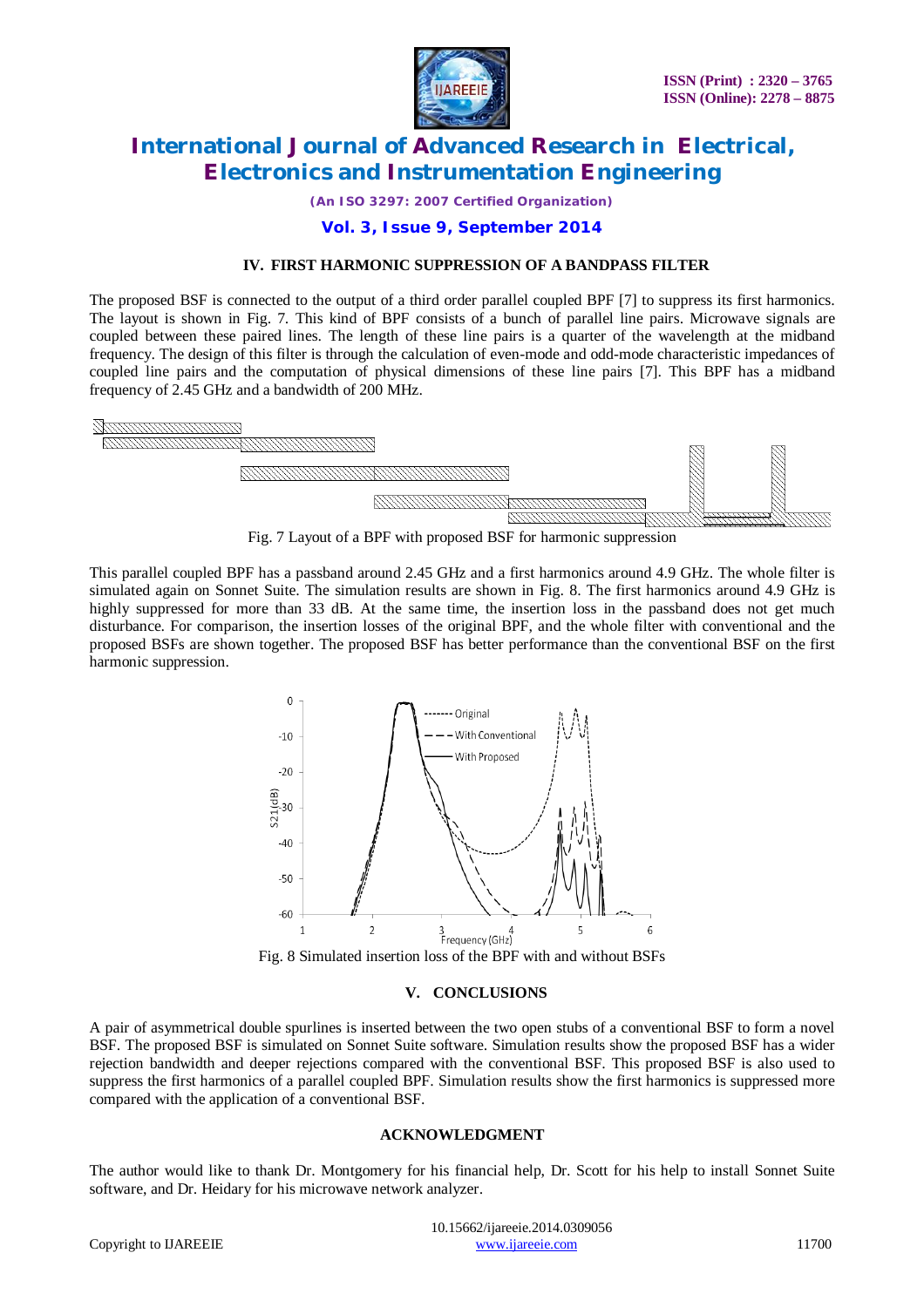## IV. FIRST HARMONIC SUPPRESSION OF A BANDPASS FILTER

The proposed BSF is connected to the output of a third order parallel coupled BPF [7] to suppress its first harmonics. The layout is shown in Fig. 7. This kind of BPF consists of a bunch of parallel line pairs. Microwave signals are coupled between these paired lines. The length of these line pairs is a quarter of the wavelength at the midband frequency. The design of this filter is through the calculation of even-mode and odd-mode characteristic impedances of coupled line pairs and the computation of physical dimensions of these line pairs [7]. This BPF has a midband frequency of 2.45 GHz and a bandwidth of 200 MHz.

Fig. 7 Layout of a BPF with proposed BSF for harmonic suppression

This parallel coupled BPF has a passband around 2.45 GHz and a first harmonics around 4.9 GHz. The whole filter is simulated again on Sonnet Suite. The simulation results are shown in Fig. 8. The first harmonics around 4.9 GHz is highly suppressed for more than 33 dB. At the same time, the insertion loss in the passband does not get much disturbance. For comparison, the insertion losses of the original BPF, and the whole filter with conventional and the proposed BSFs are shown together. The proposed BSF has better performance than the conventional BSF on the first harmonic suppression.

Fig. 8 Simulated insertion loss of the BPF with and without BSFs

## V. CONCLUSIONS

A pair of asymmetrical double spurlines is inserted between the two open stubs of a conventional BSF to form a novel BSF. The proposed BSF is simulated on Sonnet Suite software. Simulation results show the proposed BSF has a wider rejection bandwidth and deeper rejections compared with the conventional BSF. This proposed BSF is also used to suppress the first harmonics of a parallel coupled BPF. Simulation results show the first harmonics is suppressed more compared with the application of a conventional BSF.

## ACKNOWLEDGMENT

The author would like to thank Dr. Montgomery for his financial help, Dr. Scott for his help to install Sonnet Suite software, and Dr. Heidary for his microwave network analyzer.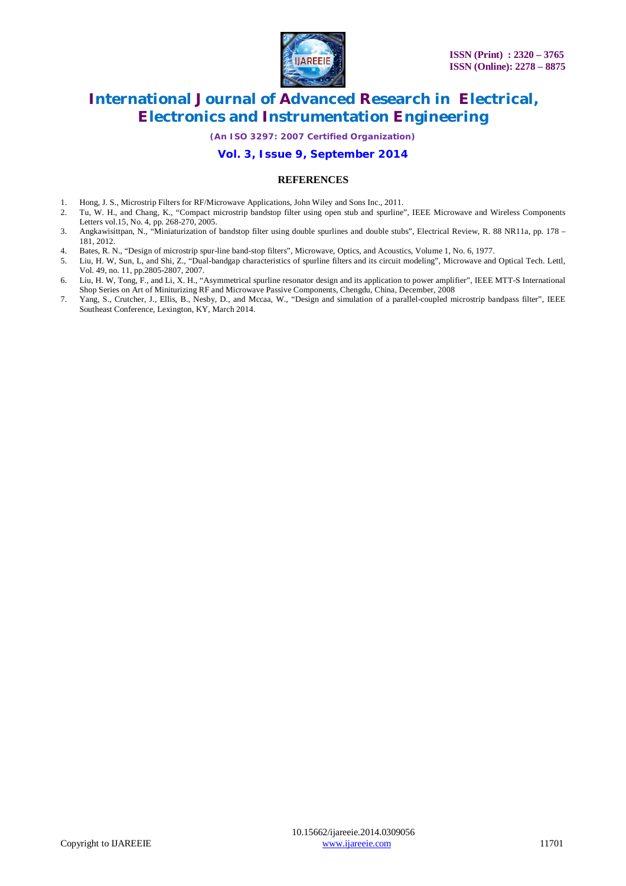## REFERENCES

1. Hong, J. S., Microstrip Filters for RF/Microwave Applications, John Wiley and Sons Inc., 2011.
2. Tu, W. H., and Chang, K., "Compact microstrip bandstop filter using open stub and spurline", IEEE Microwave and Wireless Components Letters vol.15, No. 4, pp. 268-270, 2005.
3. Angkawisittpan, N., "Miniaturization of bandstop filter using double spurlines and double stubs", Electrical Review, R. 88 NR11a, pp. 178 – 181, 2012.
4. Bates, R. N., "Design of microstrip spur-line band-stop filters", Microwave, Optics, and Acoustics, Volume 1, No. 6, 1977.
5. Liu, H. W, Sun, L, and Shi, Z., "Dual-bandgap characteristics of spurline filters and its circuit modeling", Microwave and Optical Tech. Lettl, Vol. 49, no. 11, pp.2805-2807, 2007.
6. Liu, H. W, Tong, F., and Li, X. H., "Asymmetrical spurline resonator design and its application to power amplifier", IEEE MTT-S International Shop Series on Art of Miniturizing RF and Microwave Passive Components, Chengdu, China, December, 2008
7. Yang, S., Crutcher, J., Ellis, B., Nesby, D., and Mccaa, W., "Design and simulation of a parallel-coupled microstrip bandpass filter", IEEE Southeast Conference, Lexington, KY, March 2014.